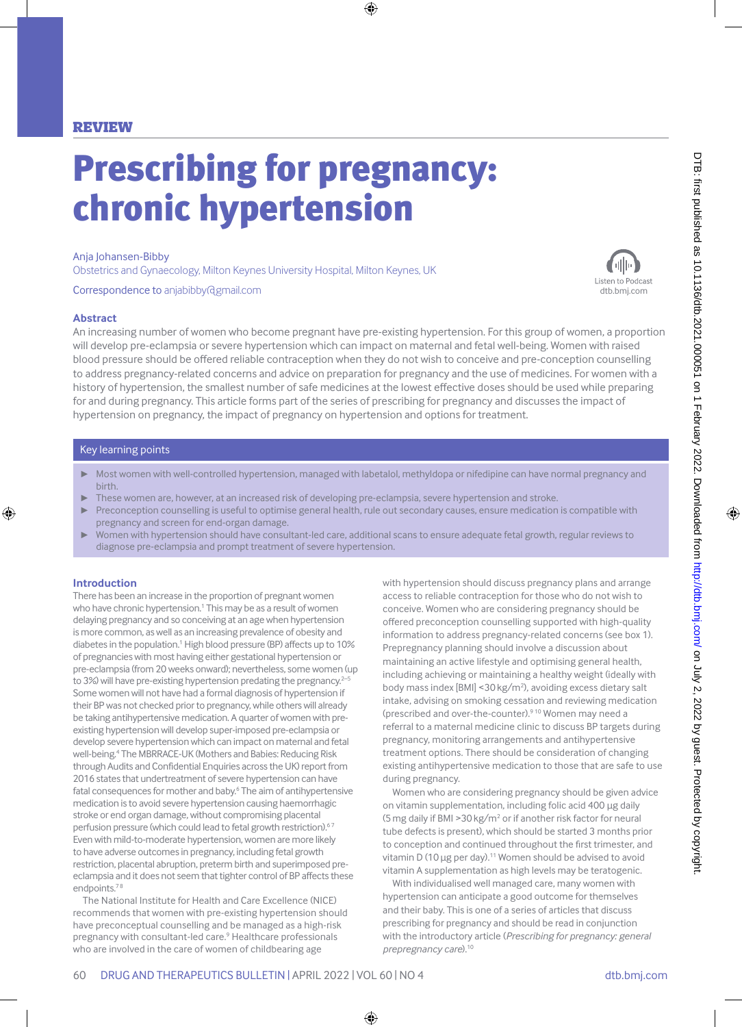REVIEW

# Prescribing for pregnancy: chronic hypertension

Anja Johansen-Bibby

Obstetrics and Gynaecology, Milton Keynes University Hospital, Milton Keynes, UK

Correspondence to anjabibby@gmail.com

## Abstract

An increasing number of women who become pregnant have pre-existing hypertension. For this group of women, a proportion will develop pre-eclampsia or severe hypertension which can impact on maternal and fetal well-being. Women with raised blood pressure should be offered reliable contraception when they do not wish to conceive and pre-conception counselling to address pregnancy-related concerns and advice on preparation for pregnancy and the use of medicines. For women with a history of hypertension, the smallest number of safe medicines at the lowest effective doses should be used while preparing for and during pregnancy. This article forms part of the series of prescribing for pregnancy and discusses the impact of hypertension on pregnancy, the impact of pregnancy on hypertension and options for treatment.

### Key learning points

- Most women with well-controlled hypertension, managed with labetalol, methyldopa or nifedipine can have normal pregnancy and birth.
- These women are, however, at an increased risk of developing pre-eclampsia, severe hypertension and stroke.
- Preconception counselling is useful to optimise general health, rule out secondary causes, ensure medication is compatible with pregnancy and screen for end-organ damage.
- Women with hypertension should have consultant-led care, additional scans to ensure adequate fetal growth, regular reviews to diagnose pre-eclampsia and prompt treatment of severe hypertension.

## Introduction

There has been an increase in the proportion of pregnant women who have chronic hypertension.[1] This may be as a result of women delaying pregnancy and so conceiving at an age when hypertension is more common, as well as an increasing prevalence of obesity and diabetes in the population.[1] High blood pressure (BP) affects up to 10% of pregnancies with most having either gestational hypertension or pre-eclampsia (from 20 weeks onward); nevertheless, some women (up to 3%) will have pre-existing hypertension predating the pregnancy.[2–5] Some women will not have had a formal diagnosis of hypertension if their BP was not checked prior to pregnancy, while others will already be taking antihypertensive medication. A quarter of women with pre-existing hypertension will develop super-imposed pre-eclampsia or develop severe hypertension which can impact on maternal and fetal well-being.[4] The MBRRACE-UK (Mothers and Babies: Reducing Risk through Audits and Confidential Enquiries across the UK) report from 2016 states that undertreatment of severe hypertension can have fatal consequences for mother and baby.[6] The aim of antihypertensive medication is to avoid severe hypertension causing haemorrhagic stroke or end organ damage, without compromising placental perfusion pressure (which could lead to fetal growth restriction).[6 7] Even with mild-to-moderate hypertension, women are more likely to have adverse outcomes in pregnancy, including fetal growth restriction, placental abruption, preterm birth and superimposed pre-eclampsia and it does not seem that tighter control of BP affects these endpoints.[7 8]

The National Institute for Health and Care Excellence (NICE) recommends that women with pre-existing hypertension should have preconceptual counselling and be managed as a high-risk pregnancy with consultant-led care.[9] Healthcare professionals who are involved in the care of women of childbearing age with hypertension should discuss pregnancy plans and arrange access to reliable contraception for those who do not wish to conceive. Women who are considering pregnancy should be offered preconception counselling supported with high-quality information to address pregnancy-related concerns (see box 1). Prepregnancy planning should involve a discussion about maintaining an active lifestyle and optimising general health, including achieving or maintaining a healthy weight (ideally with body mass index [BMI] <30 kg/m$^2$), avoiding excess dietary salt intake, advising on smoking cessation and reviewing medication (prescribed and over-the-counter).[9 10] Women may need a referral to a maternal medicine clinic to discuss BP targets during pregnancy, monitoring arrangements and antihypertensive treatment options. There should be consideration of changing existing antihypertensive medication to those that are safe to use during pregnancy.

Women who are considering pregnancy should be given advice on vitamin supplementation, including folic acid 400 µg daily (5 mg daily if BMI >30 kg/m$^2$ or if another risk factor for neural tube defects is present), which should be started 3 months prior to conception and continued throughout the first trimester, and vitamin D (10 µg per day).[11] Women should be advised to avoid vitamin A supplementation as high levels may be teratogenic.

With individualised well managed care, many women with hypertension can anticipate a good outcome for themselves and their baby. This is one of a series of articles that discuss prescribing for pregnancy and should be read in conjunction with the introductory article (*Prescribing for pregnancy: general prepregnancy care*).[10]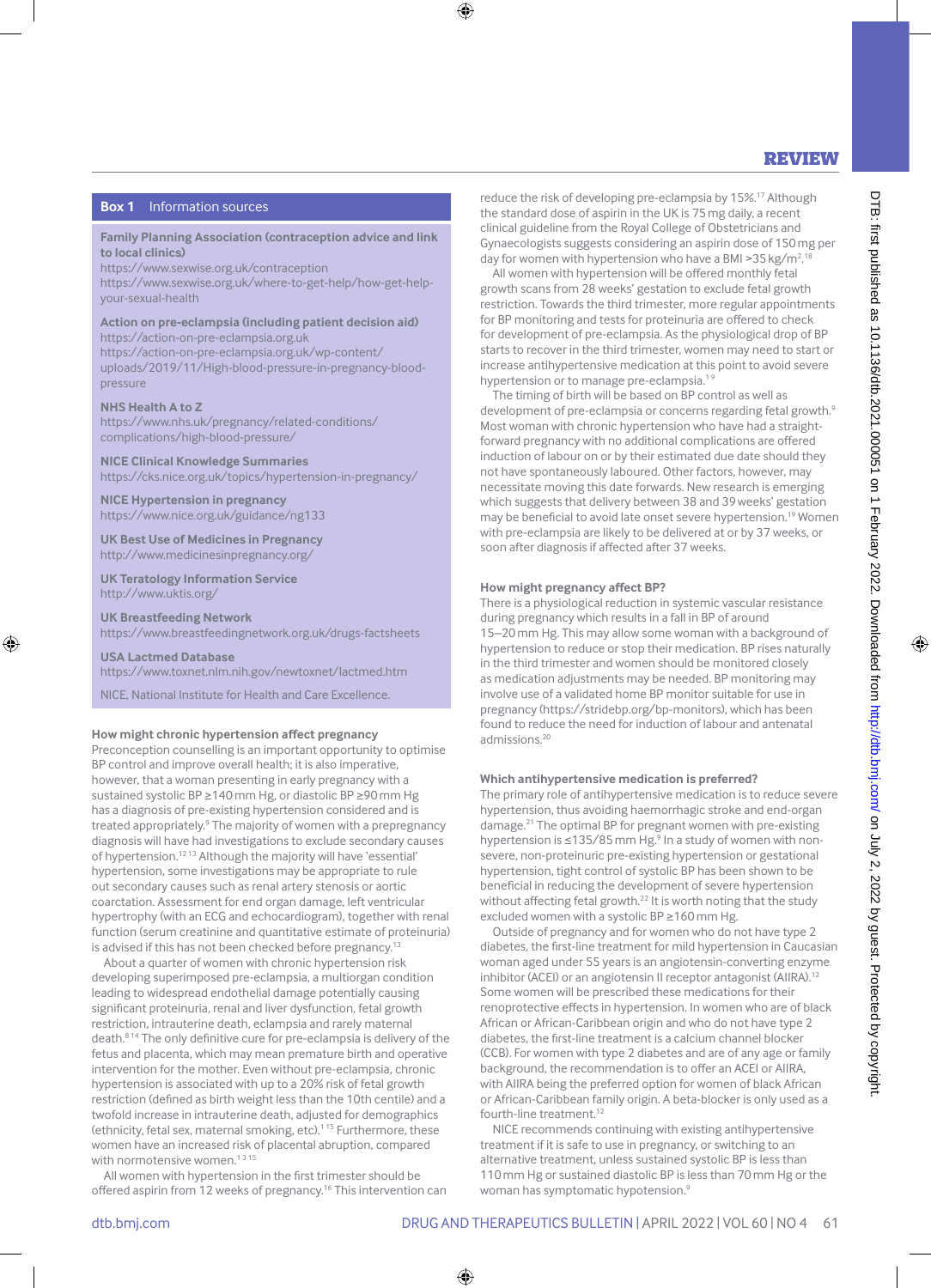## Box 1 Information sources

**Family Planning Association (contraception advice and link to local clinics)**
https://www.sexwise.org.uk/contraception
https://www.sexwise.org.uk/where-to-get-help/how-get-help-your-sexual-health

**Action on pre-eclampsia (including patient decision aid)**
https://action-on-pre-eclampsia.org.uk
https://action-on-pre-eclampsia.org.uk/wp-content/uploads/2019/11/High-blood-pressure-in-pregnancy-blood-pressure

**NHS Health A to Z**
https://www.nhs.uk/pregnancy/related-conditions/complications/high-blood-pressure/

**NICE Clinical Knowledge Summaries**
https://cks.nice.org.uk/topics/hypertension-in-pregnancy/

**NICE Hypertension in pregnancy**
https://www.nice.org.uk/guidance/ng133

**UK Best Use of Medicines in Pregnancy**
http://www.medicinesinpregnancy.org/

**UK Teratology Information Service**
http://www.uktis.org/

**UK Breastfeeding Network**
https://www.breastfeedingnetwork.org.uk/drugs-factsheets

**USA Lactmed Database**
https://www.toxnet.nlm.nih.gov/newtoxnet/lactmed.htm

NICE, National Institute for Health and Care Excellence.

### How might chronic hypertension affect pregnancy

Preconception counselling is an important opportunity to optimise BP control and improve overall health; it is also imperative, however, that a woman presenting in early pregnancy with a sustained systolic BP ≥140 mm Hg, or diastolic BP ≥90 mm Hg has a diagnosis of pre-existing hypertension considered and is treated appropriately.[9] The majority of women with a prepregnancy diagnosis will have had investigations to exclude secondary causes of hypertension.[12 13] Although the majority will have 'essential' hypertension, some investigations may be appropriate to rule out secondary causes such as renal artery stenosis or aortic coarctation. Assessment for end organ damage, left ventricular hypertrophy (with an ECG and echocardiogram), together with renal function (serum creatinine and quantitative estimate of proteinuria) is advised if this has not been checked before pregnancy.[13]

About a quarter of women with chronic hypertension risk developing superimposed pre-eclampsia, a multiorgan condition leading to widespread endothelial damage potentially causing significant proteinuria, renal and liver dysfunction, fetal growth restriction, intrauterine death, eclampsia and rarely maternal death.[8 14] The only definitive cure for pre-eclampsia is delivery of the fetus and placenta, which may mean premature birth and operative intervention for the mother. Even without pre-eclampsia, chronic hypertension is associated with up to a 20% risk of fetal growth restriction (defined as birth weight less than the 10th centile) and a twofold increase in intrauterine death, adjusted for demographics (ethnicity, fetal sex, maternal smoking, etc).[1 15] Furthermore, these women have an increased risk of placental abruption, compared with normotensive women.[1 3 15]

All women with hypertension in the first trimester should be offered aspirin from 12 weeks of pregnancy.[16] This intervention can reduce the risk of developing pre-eclampsia by 15%.[17] Although the standard dose of aspirin in the UK is 75 mg daily, a recent clinical guideline from the Royal College of Obstetricians and Gynaecologists suggests considering an aspirin dose of 150 mg per day for women with hypertension who have a BMI >35 kg/m$^2$.[18]

All women with hypertension will be offered monthly fetal growth scans from 28 weeks' gestation to exclude fetal growth restriction. Towards the third trimester, more regular appointments for BP monitoring and tests for proteinuria are offered to check for development of pre-eclampsia. As the physiological drop of BP starts to recover in the third trimester, women may need to start or increase antihypertensive medication at this point to avoid severe hypertension or to manage pre-eclampsia.[1 9]

The timing of birth will be based on BP control as well as development of pre-eclampsia or concerns regarding fetal growth.[9] Most woman with chronic hypertension who have had a straightforward pregnancy with no additional complications are offered induction of labour on or by their estimated due date should they not have spontaneously laboured. Other factors, however, may necessitate moving this date forwards. New research is emerging which suggests that delivery between 38 and 39 weeks' gestation may be beneficial to avoid late onset severe hypertension.[19] Women with pre-eclampsia are likely to be delivered at or by 37 weeks, or soon after diagnosis if affected after 37 weeks.

### How might pregnancy affect BP?

There is a physiological reduction in systemic vascular resistance during pregnancy which results in a fall in BP of around 15–20 mm Hg. This may allow some woman with a background of hypertension to reduce or stop their medication. BP rises naturally in the third trimester and women should be monitored closely as medication adjustments may be needed. BP monitoring may involve use of a validated home BP monitor suitable for use in pregnancy (https://stridebp.org/bp-monitors), which has been found to reduce the need for induction of labour and antenatal admissions.[20]

### Which antihypertensive medication is preferred?

The primary role of antihypertensive medication is to reduce severe hypertension, thus avoiding haemorrhagic stroke and end-organ damage.[21] The optimal BP for pregnant women with pre-existing hypertension is ≤135/85 mm Hg.[9] In a study of women with non-severe, non-proteinuric pre-existing hypertension or gestational hypertension, tight control of systolic BP has been shown to be beneficial in reducing the development of severe hypertension without affecting fetal growth.[22] It is worth noting that the study excluded women with a systolic BP ≥160 mm Hg.

Outside of pregnancy and for women who do not have type 2 diabetes, the first-line treatment for mild hypertension in Caucasian woman aged under 55 years is an angiotensin-converting enzyme inhibitor (ACEI) or an angiotensin II receptor antagonist (AIIRA).[12] Some women will be prescribed these medications for their renoprotective effects in hypertension. In women who are of black African or African-Caribbean origin and who do not have type 2 diabetes, the first-line treatment is a calcium channel blocker (CCB). For women with type 2 diabetes and are of any age or family background, the recommendation is to offer an ACEI or AIIRA, with AIIRA being the preferred option for women of black African or African-Caribbean family origin. A beta-blocker is only used as a fourth-line treatment.[12]

NICE recommends continuing with existing antihypertensive treatment if it is safe to use in pregnancy, or switching to an alternative treatment, unless sustained systolic BP is less than 110 mm Hg or sustained diastolic BP is less than 70 mm Hg or the woman has symptomatic hypotension.[9]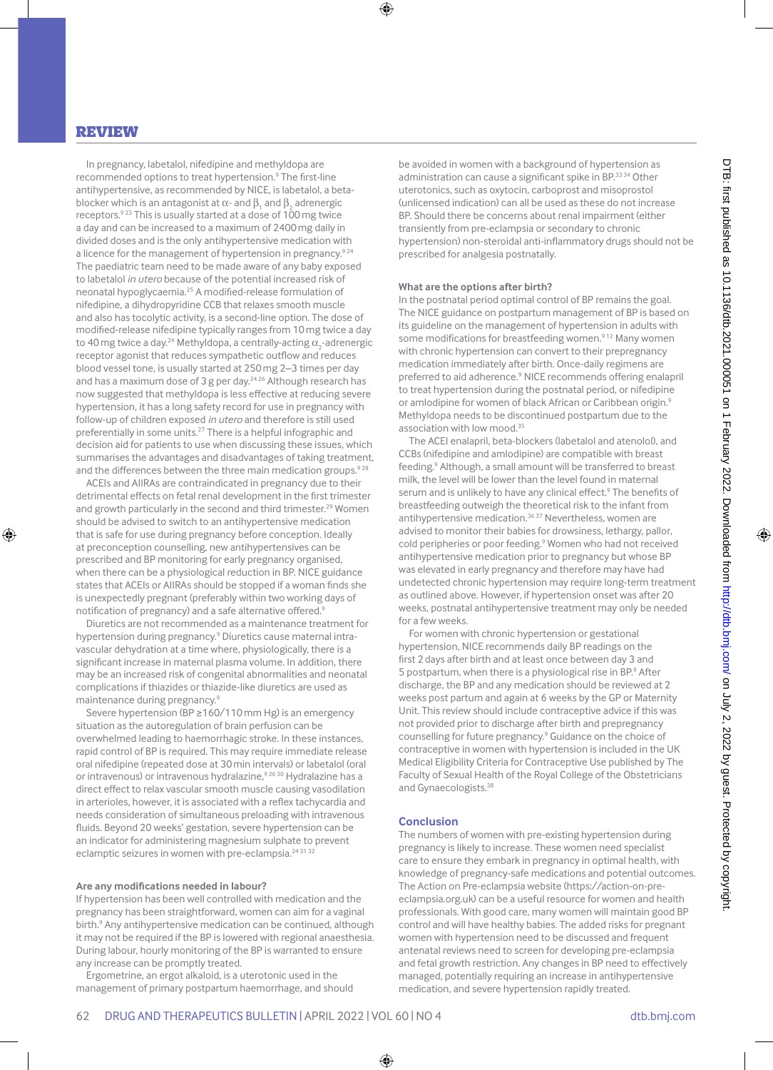In pregnancy, labetalol, nifedipine and methyldopa are recommended options to treat hypertension.[9] The first-line antihypertensive, as recommended by NICE, is labetalol, a beta-blocker which is an antagonist at $\alpha$- and $\beta_1$ and $\beta_2$ adrenergic receptors.[9 23] This is usually started at a dose of 100 mg twice a day and can be increased to a maximum of 2400 mg daily in divided doses and is the only antihypertensive medication with a licence for the management of hypertension in pregnancy.[9 24] The paediatric team need to be made aware of any baby exposed to labetalol *in utero* because of the potential increased risk of neonatal hypoglycaemia.[25] A modified-release formulation of nifedipine, a dihydropyridine CCB that relaxes smooth muscle and also has tocolytic activity, is a second-line option. The dose of modified-release nifedipine typically ranges from 10 mg twice a day to 40 mg twice a day.[24] Methyldopa, a centrally-acting $\alpha_2$-adrenergic receptor agonist that reduces sympathetic outflow and reduces blood vessel tone, is usually started at 250 mg 2–3 times per day and has a maximum dose of 3 g per day.[24 26] Although research has now suggested that methyldopa is less effective at reducing severe hypertension, it has a long safety record for use in pregnancy with follow-up of children exposed *in utero* and therefore is still used preferentially in some units.[27] There is a helpful infographic and decision aid for patients to use when discussing these issues, which summarises the advantages and disadvantages of taking treatment, and the differences between the three main medication groups.[9 28]

ACEIs and AIIRAs are contraindicated in pregnancy due to their detrimental effects on fetal renal development in the first trimester and growth particularly in the second and third trimester.[29] Women should be advised to switch to an antihypertensive medication that is safe for use during pregnancy before conception. Ideally at preconception counselling, new antihypertensives can be prescribed and BP monitoring for early pregnancy organised, when there can be a physiological reduction in BP. NICE guidance states that ACEIs or AIIRAs should be stopped if a woman finds she is unexpectedly pregnant (preferably within two working days of notification of pregnancy) and a safe alternative offered.[9]

Diuretics are not recommended as a maintenance treatment for hypertension during pregnancy.[9] Diuretics cause maternal intravascular dehydration at a time where, physiologically, there is a significant increase in maternal plasma volume. In addition, there may be an increased risk of congenital abnormalities and neonatal complications if thiazides or thiazide-like diuretics are used as maintenance during pregnancy.[9]

Severe hypertension (BP ≥160/110 mm Hg) is an emergency situation as the autoregulation of brain perfusion can be overwhelmed leading to haemorrhagic stroke. In these instances, rapid control of BP is required. This may require immediate release oral nifedipine (repeated dose at 30 min intervals) or labetalol (oral or intravenous) or intravenous hydralazine.[9 26 30] Hydralazine has a direct effect to relax vascular smooth muscle causing vasodilation in arterioles, however, it is associated with a reflex tachycardia and needs consideration of simultaneous preloading with intravenous fluids. Beyond 20 weeks' gestation, severe hypertension can be an indicator for administering magnesium sulphate to prevent eclamptic seizures in women with pre-eclampsia.[24 31 32]

### Are any modifications needed in labour?

If hypertension has been well controlled with medication and the pregnancy has been straightforward, women can aim for a vaginal birth.[9] Any antihypertensive medication can be continued, although it may not be required if the BP is lowered with regional anaesthesia. During labour, hourly monitoring of the BP is warranted to ensure any increase can be promptly treated.

Ergometrine, an ergot alkaloid, is a uterotonic used in the management of primary postpartum haemorrhage, and should be avoided in women with a background of hypertension as administration can cause a significant spike in BP.[33 34] Other uterotonics, such as oxytocin, carboprost and misoprostol (unlicensed indication) can all be used as these do not increase BP. Should there be concerns about renal impairment (either transiently from pre-eclampsia or secondary to chronic hypertension) non-steroidal anti-inflammatory drugs should not be prescribed for analgesia postnatally.

### What are the options after birth?

In the postnatal period optimal control of BP remains the goal. The NICE guidance on postpartum management of BP is based on its guideline on the management of hypertension in adults with some modifications for breastfeeding women.[9 12] Many women with chronic hypertension can convert to their prepregnancy medication immediately after birth. Once-daily regimens are preferred to aid adherence.[9] NICE recommends offering enalapril to treat hypertension during the postnatal period, or nifedipine or amlodipine for women of black African or Caribbean origin.[9] Methyldopa needs to be discontinued postpartum due to the association with low mood.[35]

The ACEI enalapril, beta-blockers (labetalol and atenolol), and CCBs (nifedipine and amlodipine) are compatible with breast feeding.[9] Although, a small amount will be transferred to breast milk, the level will be lower than the level found in maternal serum and is unlikely to have any clinical effect.[9] The benefits of breastfeeding outweigh the theoretical risk to the infant from antihypertensive medication.[36 37] Nevertheless, women are advised to monitor their babies for drowsiness, lethargy, pallor, cold peripheries or poor feeding.[9] Women who had not received antihypertensive medication prior to pregnancy but whose BP was elevated in early pregnancy and therefore may have had undetected chronic hypertension may require long-term treatment as outlined above. However, if hypertension onset was after 20 weeks, postnatal antihypertensive treatment may only be needed for a few weeks.

For women with chronic hypertension or gestational hypertension, NICE recommends daily BP readings on the first 2 days after birth and at least once between day 3 and 5 postpartum, when there is a physiological rise in BP.[9] After discharge, the BP and any medication should be reviewed at 2 weeks post partum and again at 6 weeks by the GP or Maternity Unit. This review should include contraceptive advice if this was not provided prior to discharge after birth and prepregnancy counselling for future pregnancy.[9] Guidance on the choice of contraceptive in women with hypertension is included in the UK Medical Eligibility Criteria for Contraceptive Use published by The Faculty of Sexual Health of the Royal College of the Obstetricians and Gynaecologists.[38]

## Conclusion

The numbers of women with pre-existing hypertension during pregnancy is likely to increase. These women need specialist care to ensure they embark in pregnancy in optimal health, with knowledge of pregnancy-safe medications and potential outcomes. The Action on Pre-eclampsia website (https://action-on-pre-eclampsia.org.uk) can be a useful resource for women and health professionals. With good care, many women will maintain good BP control and will have healthy babies. The added risks for pregnant women with hypertension need to be discussed and frequent antenatal reviews need to screen for developing pre-eclampsia and fetal growth restriction. Any changes in BP need to effectively managed, potentially requiring an increase in antihypertensive medication, and severe hypertension rapidly treated.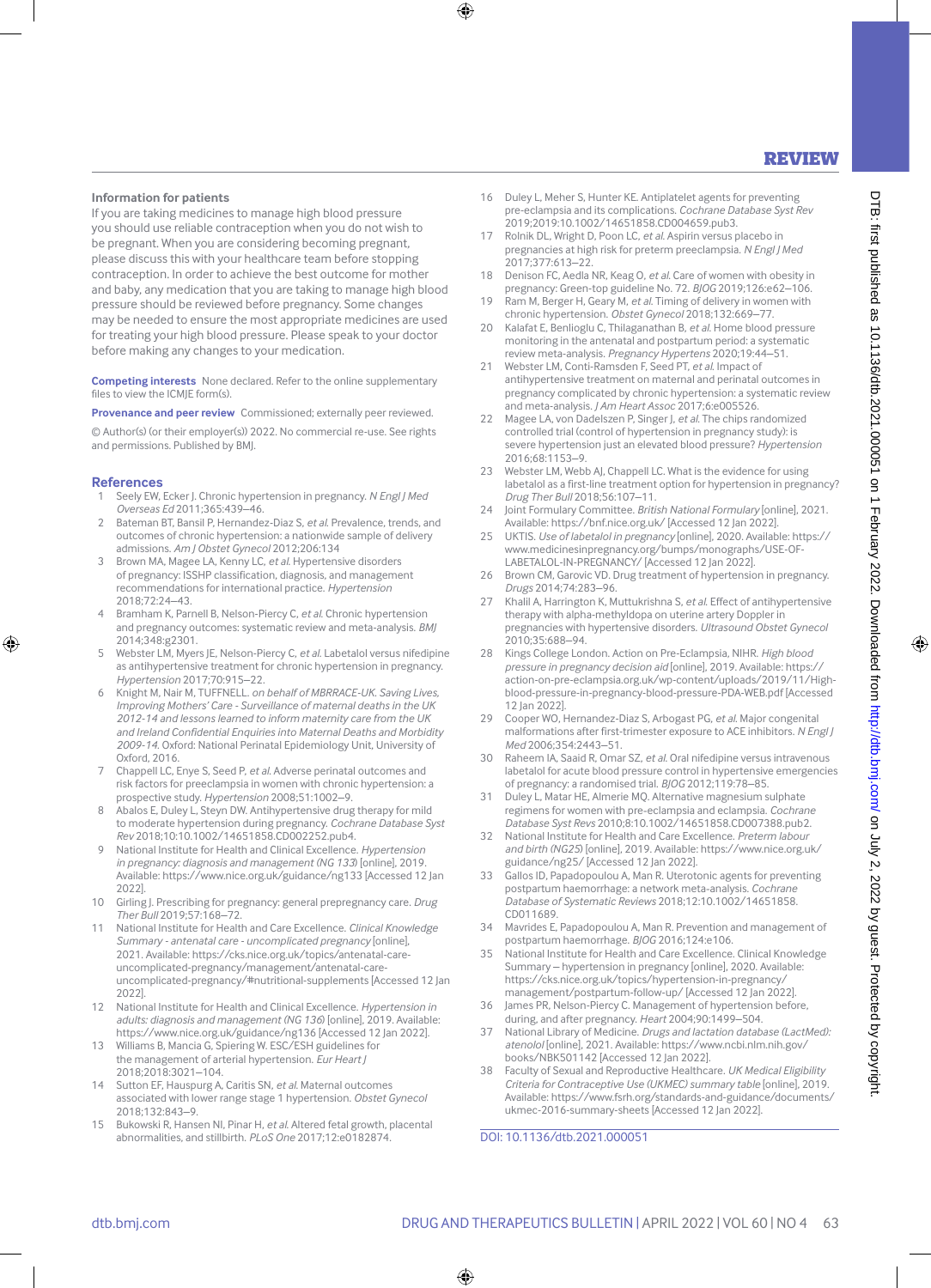### Information for patients

If you are taking medicines to manage high blood pressure you should use reliable contraception when you do not wish to be pregnant. When you are considering becoming pregnant, please discuss this with your healthcare team before stopping contraception. In order to achieve the best outcome for mother and baby, any medication that you are taking to manage high blood pressure should be reviewed before pregnancy. Some changes may be needed to ensure the most appropriate medicines are used for treating your high blood pressure. Please speak to your doctor before making any changes to your medication.

**Competing interests** None declared. Refer to the online supplementary files to view the ICMJE form(s).

**Provenance and peer review** Commissioned; externally peer reviewed.

© Author(s) (or their employer(s)) 2022. No commercial re-use. See rights and permissions. Published by BMJ.

## References

1. Seely EW, Ecker J. Chronic hypertension in pregnancy. *N Engl J Med Overseas Ed* 2011;365:439–46.
2. Bateman BT, Bansil P, Hernandez-Diaz S, *et al.* Prevalence, trends, and outcomes of chronic hypertension: a nationwide sample of delivery admissions. *Am J Obstet Gynecol* 2012;206:134
3. Brown MA, Magee LA, Kenny LC, *et al.* Hypertensive disorders of pregnancy: ISSHP classification, diagnosis, and management recommendations for international practice. *Hypertension* 2018;72:24–43.
4. Bramham K, Parnell B, Nelson-Piercy C, *et al.* Chronic hypertension and pregnancy outcomes: systematic review and meta-analysis. *BMJ* 2014;348:g2301.
5. Webster LM, Myers JE, Nelson-Piercy C, *et al.* Labetalol versus nifedipine as antihypertensive treatment for chronic hypertension in pregnancy. *Hypertension* 2017;70:915–22.
6. Knight M, Nair M, TUFFNELL. *on behalf of MBRRACE-UK. Saving Lives, Improving Mothers' Care - Surveillance of maternal deaths in the UK 2012-14 and lessons learned to inform maternity care from the UK and Ireland Confidential Enquiries into Maternal Deaths and Morbidity 2009-14.* Oxford: National Perinatal Epidemiology Unit, University of Oxford, 2016.
7. Chappell LC, Enye S, Seed P, *et al.* Adverse perinatal outcomes and risk factors for preeclampsia in women with chronic hypertension: a prospective study. *Hypertension* 2008;51:1002–9.
8. Abalos E, Duley L, Steyn DW. Antihypertensive drug therapy for mild to moderate hypertension during pregnancy. *Cochrane Database Syst Rev* 2018;10:10.1002/14651858.CD002252.pub4.
9. National Institute for Health and Clinical Excellence. *Hypertension in pregnancy: diagnosis and management (NG 133)* [online], 2019. Available: https://www.nice.org.uk/guidance/ng133 [Accessed 12 Jan 2022].
10. Girling J. Prescribing for pregnancy: general prepregnancy care. *Drug Ther Bull* 2019;57:168–72.
11. National Institute for Health and Care Excellence. *Clinical Knowledge Summary - antenatal care - uncomplicated pregnancy* [online], 2021. Available: https://cks.nice.org.uk/topics/antenatal-care-uncomplicated-pregnancy/management/antenatal-care-uncomplicated-pregnancy/#nutritional-supplements [Accessed 12 Jan 2022].
12. National Institute for Health and Clinical Excellence. *Hypertension in adults: diagnosis and management (NG 136)* [online], 2019. Available: https://www.nice.org.uk/guidance/ng136 [Accessed 12 Jan 2022].
13. Williams B, Mancia G, Spiering W. ESC/ESH guidelines for the management of arterial hypertension. *Eur Heart J* 2018;2018:3021–104.
14. Sutton EF, Hauspurg A, Caritis SN, *et al.* Maternal outcomes associated with lower range stage 1 hypertension. *Obstet Gynecol* 2018;132:843–9.
15. Bukowski R, Hansen NI, Pinar H, *et al.* Altered fetal growth, placental abnormalities, and stillbirth. *PLoS One* 2017;12:e0182874.
16. Duley L, Meher S, Hunter KE. Antiplatelet agents for preventing pre-eclampsia and its complications. *Cochrane Database Syst Rev* 2019;2019:10.1002/14651858.CD004659.pub3.
17. Rolnik DL, Wright D, Poon LC, *et al.* Aspirin versus placebo in pregnancies at high risk for preterm preeclampsia. *N Engl J Med* 2017;377:613–22.
18. Denison FC, Aedla NR, Keag O, *et al.* Care of women with obesity in pregnancy: Green-top guideline No. 72. *BJOG* 2019;126:e62–106.
19. Ram M, Berger H, Geary M, *et al.* Timing of delivery in women with chronic hypertension. *Obstet Gynecol* 2018;132:669–77.
20. Kalafat E, Benlioglu C, Thilaganathan B, *et al.* Home blood pressure monitoring in the antenatal and postpartum period: a systematic review meta-analysis. *Pregnancy Hypertens* 2020;19:44–51.
21. Webster LM, Conti-Ramsden F, Seed PT, *et al.* Impact of antihypertensive treatment on maternal and perinatal outcomes in pregnancy complicated by chronic hypertension: a systematic review and meta-analysis. *J Am Heart Assoc* 2017;6:e005526.
22. Magee LA, von Dadelszen P, Singer J, *et al.* The chips randomized controlled trial (control of hypertension in pregnancy study): is severe hypertension just an elevated blood pressure? *Hypertension* 2016;68:1153–9.
23. Webster LM, Webb AJ, Chappell LC. What is the evidence for using labetalol as a first-line treatment option for hypertension in pregnancy? *Drug Ther Bull* 2018;56:107–11.
24. Joint Formulary Committee. *British National Formulary* [online], 2021. Available: https://bnf.nice.org.uk/ [Accessed 12 Jan 2022].
25. UKTIS. *Use of labetalol in pregnancy* [online], 2020. Available: https://www.medicinesinpregnancy.org/bumps/monographs/USE-OF-LABETALOL-IN-PREGNANCY/ [Accessed 12 Jan 2022].
26. Brown CM, Garovic VD. Drug treatment of hypertension in pregnancy. *Drugs* 2014;74:283–96.
27. Khalil A, Harrington K, Muttukrishna S, *et al.* Effect of antihypertensive therapy with alpha-methyldopa on uterine artery Doppler in pregnancies with hypertensive disorders. *Ultrasound Obstet Gynecol* 2010;35:688–94.
28. Kings College London. Action on Pre-Eclampsia, NIHR. *High blood pressure in pregnancy decision aid* [online], 2019. Available: https://action-on-pre-eclampsia.org.uk/wp-content/uploads/2019/11/High-blood-pressure-in-pregnancy-blood-pressure-PDA-WEB.pdf [Accessed 12 Jan 2022].
29. Cooper WO, Hernandez-Diaz S, Arbogast PG, *et al.* Major congenital malformations after first-trimester exposure to ACE inhibitors. *N Engl J Med* 2006;354:2443–51.
30. Raheem IA, Saaid R, Omar SZ, *et al.* Oral nifedipine versus intravenous labetalol for acute blood pressure control in hypertensive emergencies of pregnancy: a randomised trial. *BJOG* 2012;119:78–85.
31. Duley L, Matar HE, Almerie MQ. Alternative magnesium sulphate regimens for women with pre-eclampsia and eclampsia. *Cochrane Database Syst Revs* 2010;8:10.1002/14651858.CD007388.pub2.
32. National Institute for Health and Care Excellence. *Preterm labour and birth (NG25)* [online], 2019. Available: https://www.nice.org.uk/guidance/ng25/ [Accessed 12 Jan 2022].
33. Gallos ID, Papadopoulou A, Man R. Uterotonic agents for preventing postpartum haemorrhage: a network meta-analysis. *Cochrane Database of Systematic Reviews* 2018;12:10.1002/14651858.CD011689.
34. Mavrides E, Papadopoulou A, Man R. Prevention and management of postpartum haemorrhage. *BJOG* 2016;124:e106.
35. National Institute for Health and Care Excellence. Clinical Knowledge Summary – hypertension in pregnancy [online], 2020. Available: https://cks.nice.org.uk/topics/hypertension-in-pregnancy/management/postpartum-follow-up/ [Accessed 12 Jan 2022].
36. James PR, Nelson-Piercy C. Management of hypertension before, during, and after pregnancy. *Heart* 2004;90:1499–504.
37. National Library of Medicine. *Drugs and lactation database (LactMed): atenolol* [online], 2021. Available: https://www.ncbi.nlm.nih.gov/books/NBK501142 [Accessed 12 Jan 2022].
38. Faculty of Sexual and Reproductive Healthcare. *UK Medical Eligibility Criteria for Contraceptive Use (UKMEC) summary table* [online], 2019. Available: https://www.fsrh.org/standards-and-guidance/documents/ukmec-2016-summary-sheets [Accessed 12 Jan 2022].

DOI: 10.1136/dtb.2021.000051